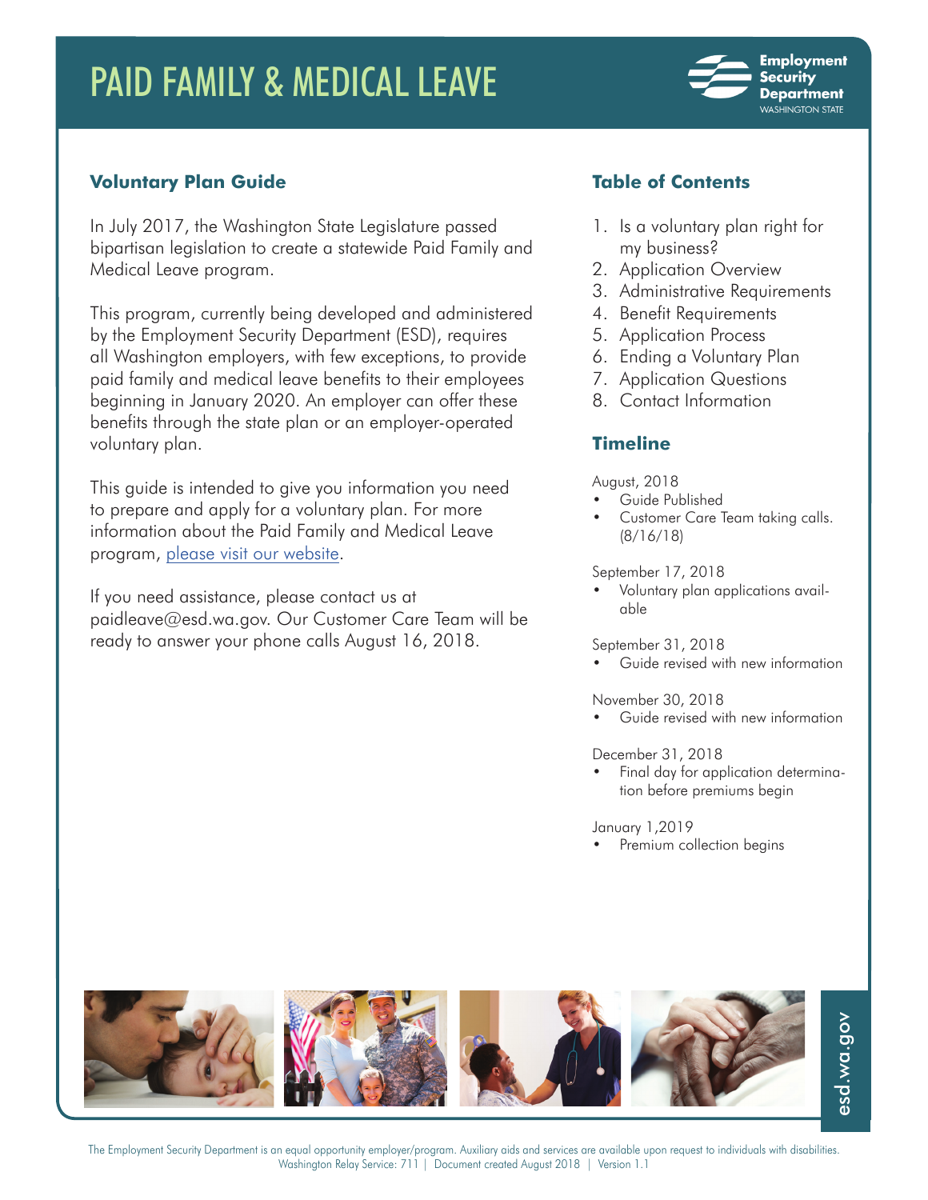# PAID FAMILY & MEDICAL LEAVE

Employment Security Department
WASHINGTON STATE

## Voluntary Plan Guide

In July 2017, the Washington State Legislature passed bipartisan legislation to create a statewide Paid Family and Medical Leave program.

This program, currently being developed and administered by the Employment Security Department (ESD), requires all Washington employers, with few exceptions, to provide paid family and medical leave benefits to their employees beginning in January 2020. An employer can offer these benefits through the state plan or an employer-operated voluntary plan.

This guide is intended to give you information you need to prepare and apply for a voluntary plan. For more information about the Paid Family and Medical Leave program, please visit our website.

If you need assistance, please contact us at paidleave@esd.wa.gov. Our Customer Care Team will be ready to answer your phone calls August 16, 2018.

## Table of Contents

1. Is a voluntary plan right for my business?
2. Application Overview
3. Administrative Requirements
4. Benefit Requirements
5. Application Process
6. Ending a Voluntary Plan
7. Application Questions
8. Contact Information

## Timeline

August, 2018
- Guide Published
- Customer Care Team taking calls. (8/16/18)

September 17, 2018
- Voluntary plan applications available

September 31, 2018
- Guide revised with new information

November 30, 2018
- Guide revised with new information

December 31, 2018
- Final day for application determination before premiums begin

January 1,2019
- Premium collection begins

esd.wa.gov

The Employment Security Department is an equal opportunity employer/program. Auxiliary aids and services are available upon request to individuals with disabilities. Washington Relay Service: 711 | Document created August 2018 | Version 1.1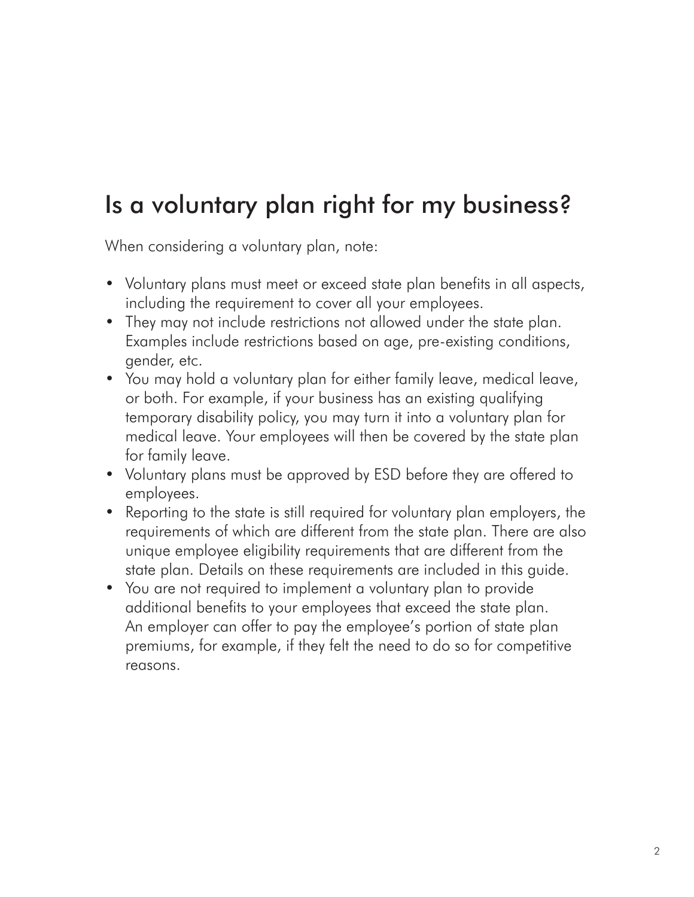# Is a voluntary plan right for my business?

When considering a voluntary plan, note:

- Voluntary plans must meet or exceed state plan benefits in all aspects, including the requirement to cover all your employees.
- They may not include restrictions not allowed under the state plan. Examples include restrictions based on age, pre-existing conditions, gender, etc.
- You may hold a voluntary plan for either family leave, medical leave, or both. For example, if your business has an existing qualifying temporary disability policy, you may turn it into a voluntary plan for medical leave. Your employees will then be covered by the state plan for family leave.
- Voluntary plans must be approved by ESD before they are offered to employees.
- Reporting to the state is still required for voluntary plan employers, the requirements of which are different from the state plan. There are also unique employee eligibility requirements that are different from the state plan. Details on these requirements are included in this guide.
- You are not required to implement a voluntary plan to provide additional benefits to your employees that exceed the state plan. An employer can offer to pay the employee's portion of state plan premiums, for example, if they felt the need to do so for competitive reasons.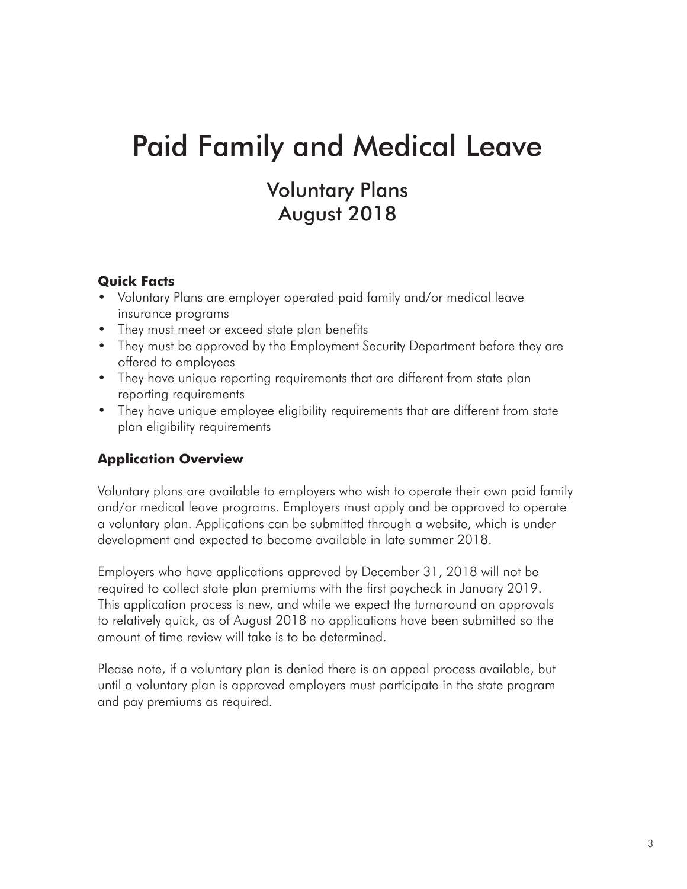# Paid Family and Medical Leave

## Voluntary Plans
## August 2018

**Quick Facts**

- Voluntary Plans are employer operated paid family and/or medical leave insurance programs
- They must meet or exceed state plan benefits
- They must be approved by the Employment Security Department before they are offered to employees
- They have unique reporting requirements that are different from state plan reporting requirements
- They have unique employee eligibility requirements that are different from state plan eligibility requirements

**Application Overview**

Voluntary plans are available to employers who wish to operate their own paid family and/or medical leave programs. Employers must apply and be approved to operate a voluntary plan. Applications can be submitted through a website, which is under development and expected to become available in late summer 2018.

Employers who have applications approved by December 31, 2018 will not be required to collect state plan premiums with the first paycheck in January 2019. This application process is new, and while we expect the turnaround on approvals to relatively quick, as of August 2018 no applications have been submitted so the amount of time review will take is to be determined.

Please note, if a voluntary plan is denied there is an appeal process available, but until a voluntary plan is approved employers must participate in the state program and pay premiums as required.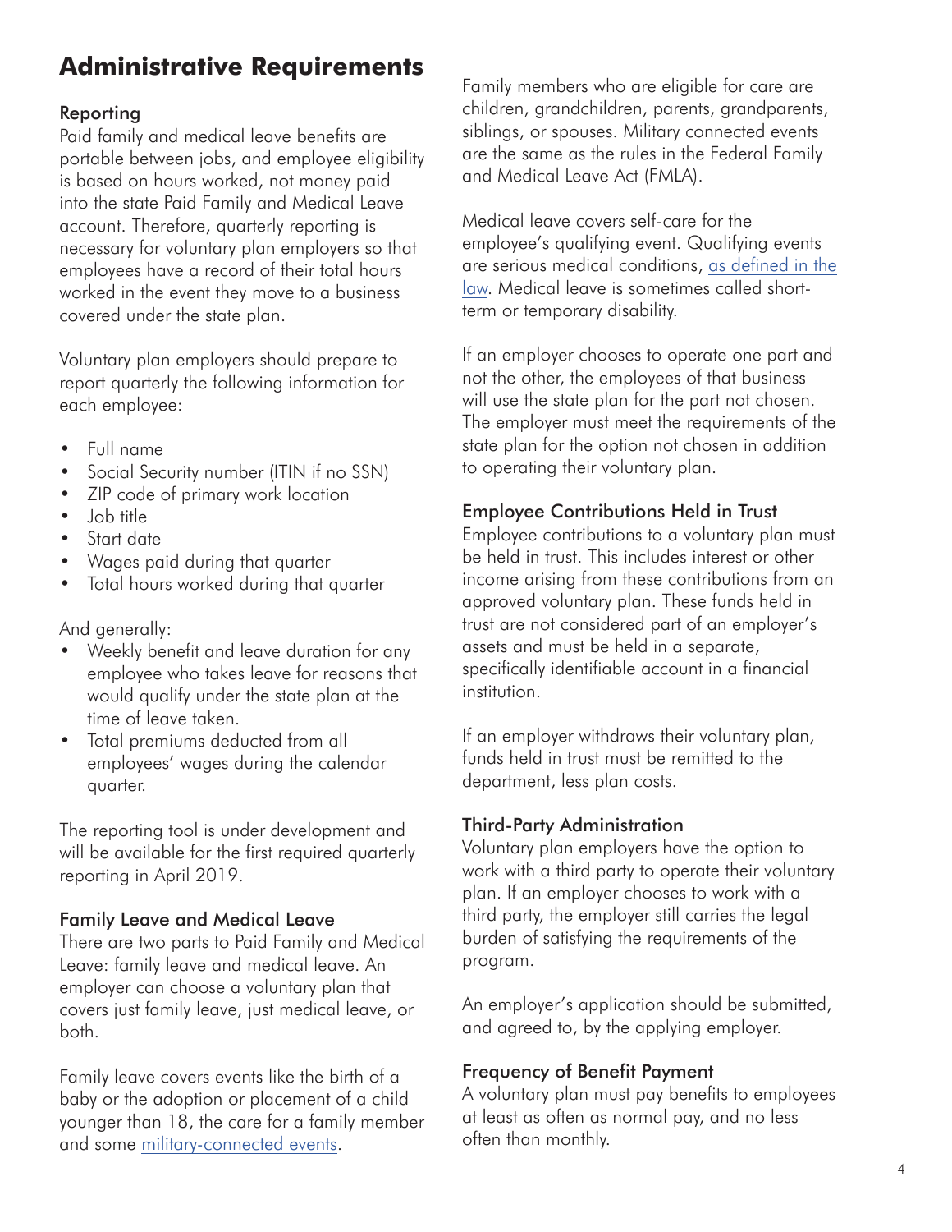# Administrative Requirements

## Reporting

Paid family and medical leave benefits are portable between jobs, and employee eligibility is based on hours worked, not money paid into the state Paid Family and Medical Leave account. Therefore, quarterly reporting is necessary for voluntary plan employers so that employees have a record of their total hours worked in the event they move to a business covered under the state plan.

Voluntary plan employers should prepare to report quarterly the following information for each employee:

- Full name
- Social Security number (ITIN if no SSN)
- ZIP code of primary work location
- Job title
- Start date
- Wages paid during that quarter
- Total hours worked during that quarter

And generally:

- Weekly benefit and leave duration for any employee who takes leave for reasons that would qualify under the state plan at the time of leave taken.
- Total premiums deducted from all employees' wages during the calendar quarter.

The reporting tool is under development and will be available for the first required quarterly reporting in April 2019.

## Family Leave and Medical Leave

There are two parts to Paid Family and Medical Leave: family leave and medical leave. An employer can choose a voluntary plan that covers just family leave, just medical leave, or both.

Family leave covers events like the birth of a baby or the adoption or placement of a child younger than 18, the care for a family member and some military-connected events.

Family members who are eligible for care are children, grandchildren, parents, grandparents, siblings, or spouses. Military connected events are the same as the rules in the Federal Family and Medical Leave Act (FMLA).

Medical leave covers self-care for the employee's qualifying event. Qualifying events are serious medical conditions, as defined in the law. Medical leave is sometimes called short-term or temporary disability.

If an employer chooses to operate one part and not the other, the employees of that business will use the state plan for the part not chosen. The employer must meet the requirements of the state plan for the option not chosen in addition to operating their voluntary plan.

## Employee Contributions Held in Trust

Employee contributions to a voluntary plan must be held in trust. This includes interest or other income arising from these contributions from an approved voluntary plan. These funds held in trust are not considered part of an employer's assets and must be held in a separate, specifically identifiable account in a financial institution.

If an employer withdraws their voluntary plan, funds held in trust must be remitted to the department, less plan costs.

## Third-Party Administration

Voluntary plan employers have the option to work with a third party to operate their voluntary plan. If an employer chooses to work with a third party, the employer still carries the legal burden of satisfying the requirements of the program.

An employer's application should be submitted, and agreed to, by the applying employer.

## Frequency of Benefit Payment

A voluntary plan must pay benefits to employees at least as often as normal pay, and no less often than monthly.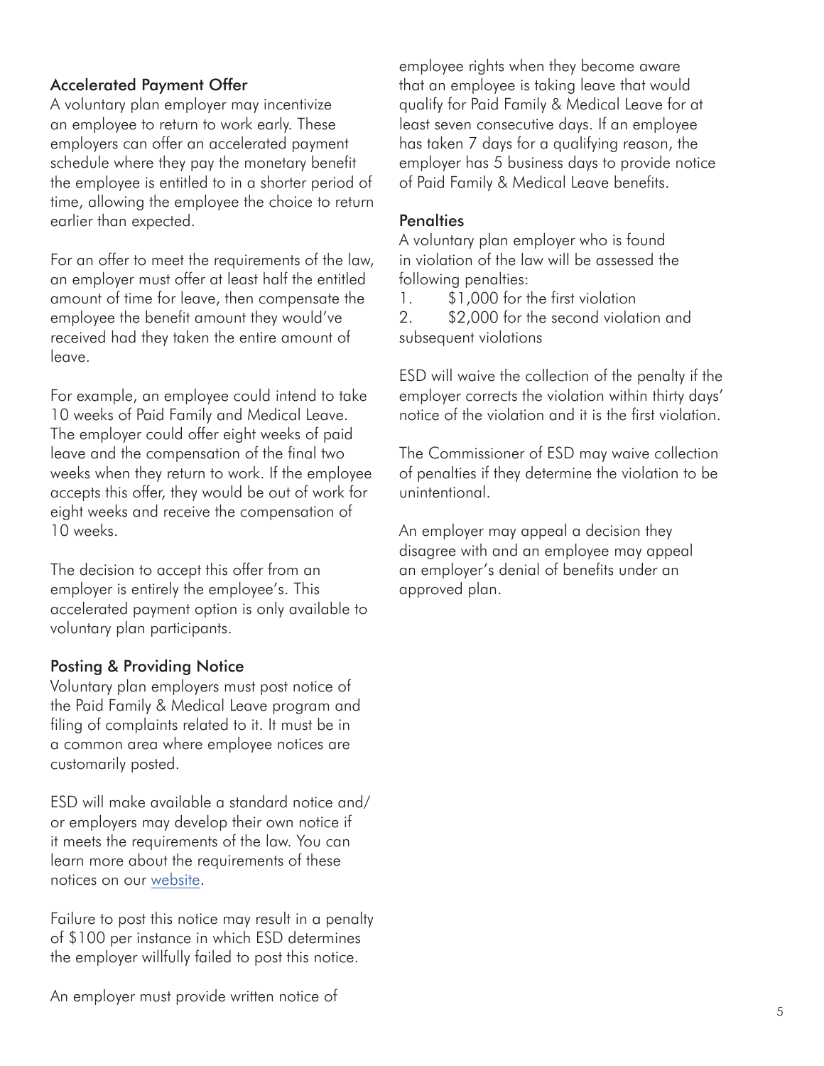### Accelerated Payment Offer

A voluntary plan employer may incentivize an employee to return to work early. These employers can offer an accelerated payment schedule where they pay the monetary benefit the employee is entitled to in a shorter period of time, allowing the employee the choice to return earlier than expected.

For an offer to meet the requirements of the law, an employer must offer at least half the entitled amount of time for leave, then compensate the employee the benefit amount they would've received had they taken the entire amount of leave.

For example, an employee could intend to take 10 weeks of Paid Family and Medical Leave. The employer could offer eight weeks of paid leave and the compensation of the final two weeks when they return to work. If the employee accepts this offer, they would be out of work for eight weeks and receive the compensation of 10 weeks.

The decision to accept this offer from an employer is entirely the employee's. This accelerated payment option is only available to voluntary plan participants.

### Posting & Providing Notice

Voluntary plan employers must post notice of the Paid Family & Medical Leave program and filing of complaints related to it. It must be in a common area where employee notices are customarily posted.

ESD will make available a standard notice and/or employers may develop their own notice if it meets the requirements of the law. You can learn more about the requirements of these notices on our [website]().

Failure to post this notice may result in a penalty of $100 per instance in which ESD determines the employer willfully failed to post this notice.

An employer must provide written notice of employee rights when they become aware that an employee is taking leave that would qualify for Paid Family & Medical Leave for at least seven consecutive days. If an employee has taken 7 days for a qualifying reason, the employer has 5 business days to provide notice of Paid Family & Medical Leave benefits.

### Penalties

A voluntary plan employer who is found in violation of the law will be assessed the following penalties:

1. $1,000 for the first violation
2. $2,000 for the second violation and subsequent violations

ESD will waive the collection of the penalty if the employer corrects the violation within thirty days' notice of the violation and it is the first violation.

The Commissioner of ESD may waive collection of penalties if they determine the violation to be unintentional.

An employer may appeal a decision they disagree with and an employee may appeal an employer's denial of benefits under an approved plan.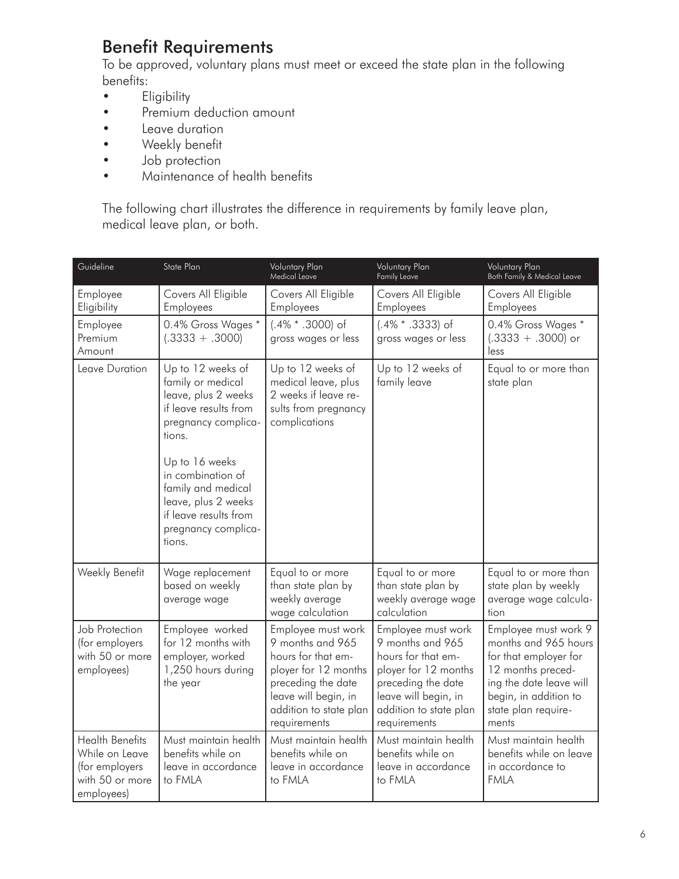## Benefit Requirements

To be approved, voluntary plans must meet or exceed the state plan in the following benefits:

- Eligibility
- Premium deduction amount
- Leave duration
- Weekly benefit
- Job protection
- Maintenance of health benefits

The following chart illustrates the difference in requirements by family leave plan, medical leave plan, or both.

| Guideline | State Plan | Voluntary Plan Medical Leave | Voluntary Plan Family Leave | Voluntary Plan Both Family & Medical Leave |
|---|---|---|---|---|
| Employee Eligibility | Covers All Eligible Employees | Covers All Eligible Employees | Covers All Eligible Employees | Covers All Eligible Employees |
| Employee Premium Amount | 0.4% Gross Wages * (.3333 + .3000) | (.4% * .3000) of gross wages or less | (.4% * .3333) of gross wages or less | 0.4% Gross Wages * (.3333 + .3000) or less |
| Leave Duration | Up to 12 weeks of family or medical leave, plus 2 weeks if leave results from pregnancy complications.<br><br>Up to 16 weeks in combination of family and medical leave, plus 2 weeks if leave results from pregnancy complications. | Up to 12 weeks of medical leave, plus 2 weeks if leave results from pregnancy complications | Up to 12 weeks of family leave | Equal to or more than state plan |
| Weekly Benefit | Wage replacement based on weekly average wage | Equal to or more than state plan by weekly average wage calculation | Equal to or more than state plan by weekly average wage calculation | Equal to or more than state plan by weekly average wage calculation |
| Job Protection (for employers with 50 or more employees) | Employee worked for 12 months with employer, worked 1,250 hours during the year | Employee must work 9 months and 965 hours for that employer for 12 months preceding the date leave will begin, in addition to state plan requirements | Employee must work 9 months and 965 hours for that employer for 12 months preceding the date leave will begin, in addition to state plan requirements | Employee must work 9 months and 965 hours for that employer for 12 months preceding the date leave will begin, in addition to state plan requirements |
| Health Benefits While on Leave (for employers with 50 or more employees) | Must maintain health benefits while on leave in accordance to FMLA | Must maintain health benefits while on leave in accordance to FMLA | Must maintain health benefits while on leave in accordance to FMLA | Must maintain health benefits while on leave in accordance to FMLA |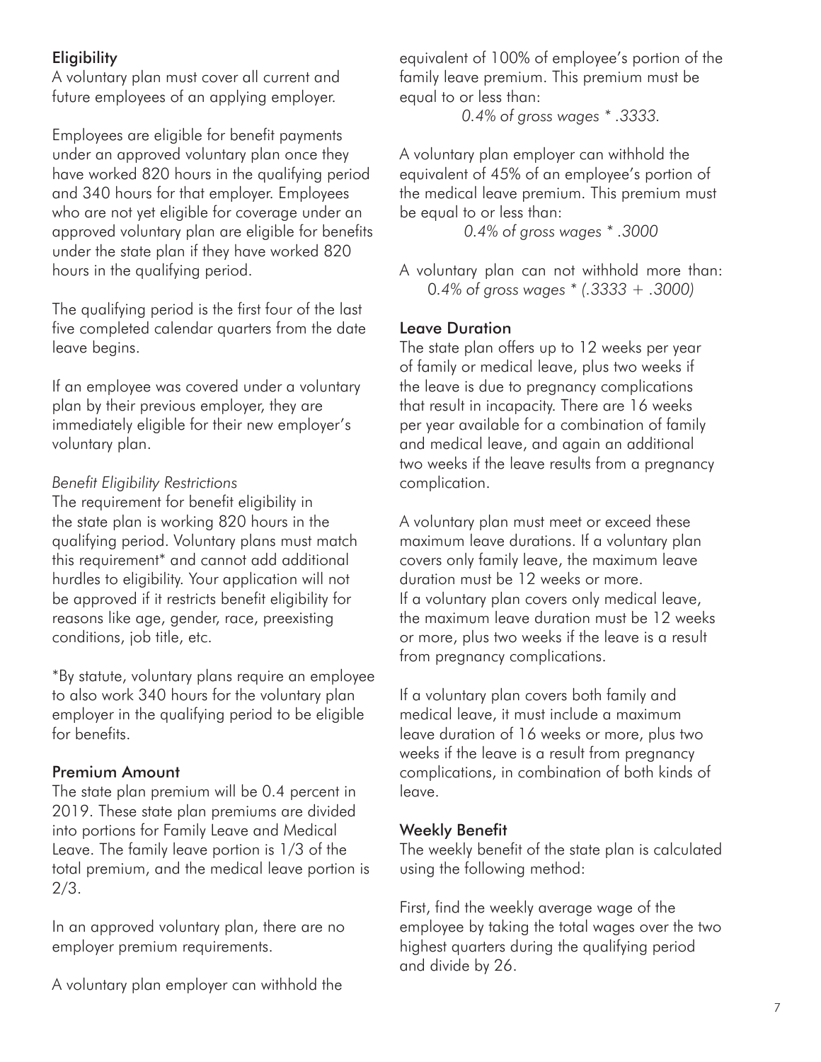### Eligibility

A voluntary plan must cover all current and future employees of an applying employer.

Employees are eligible for benefit payments under an approved voluntary plan once they have worked 820 hours in the qualifying period and 340 hours for that employer. Employees who are not yet eligible for coverage under an approved voluntary plan are eligible for benefits under the state plan if they have worked 820 hours in the qualifying period.

The qualifying period is the first four of the last five completed calendar quarters from the date leave begins.

If an employee was covered under a voluntary plan by their previous employer, they are immediately eligible for their new employer's voluntary plan.

*Benefit Eligibility Restrictions*

The requirement for benefit eligibility in the state plan is working 820 hours in the qualifying period. Voluntary plans must match this requirement* and cannot add additional hurdles to eligibility. Your application will not be approved if it restricts benefit eligibility for reasons like age, gender, race, preexisting conditions, job title, etc.

*By statute, voluntary plans require an employee to also work 340 hours for the voluntary plan employer in the qualifying period to be eligible for benefits.

### Premium Amount

The state plan premium will be 0.4 percent in 2019. These state plan premiums are divided into portions for Family Leave and Medical Leave. The family leave portion is 1/3 of the total premium, and the medical leave portion is 2/3.

In an approved voluntary plan, there are no employer premium requirements.

A voluntary plan employer can withhold the equivalent of 100% of employee's portion of the family leave premium. This premium must be equal to or less than:

*0.4% of gross wages * .3333.*

A voluntary plan employer can withhold the equivalent of 45% of an employee's portion of the medical leave premium. This premium must be equal to or less than:

*0.4% of gross wages * .3000*

A voluntary plan can not withhold more than:
*0.4% of gross wages * (.3333 + .3000)*

### Leave Duration

The state plan offers up to 12 weeks per year of family or medical leave, plus two weeks if the leave is due to pregnancy complications that result in incapacity. There are 16 weeks per year available for a combination of family and medical leave, and again an additional two weeks if the leave results from a pregnancy complication.

A voluntary plan must meet or exceed these maximum leave durations. If a voluntary plan covers only family leave, the maximum leave duration must be 12 weeks or more. If a voluntary plan covers only medical leave, the maximum leave duration must be 12 weeks or more, plus two weeks if the leave is a result from pregnancy complications.

If a voluntary plan covers both family and medical leave, it must include a maximum leave duration of 16 weeks or more, plus two weeks if the leave is a result from pregnancy complications, in combination of both kinds of leave.

### Weekly Benefit

The weekly benefit of the state plan is calculated using the following method:

First, find the weekly average wage of the employee by taking the total wages over the two highest quarters during the qualifying period and divide by 26.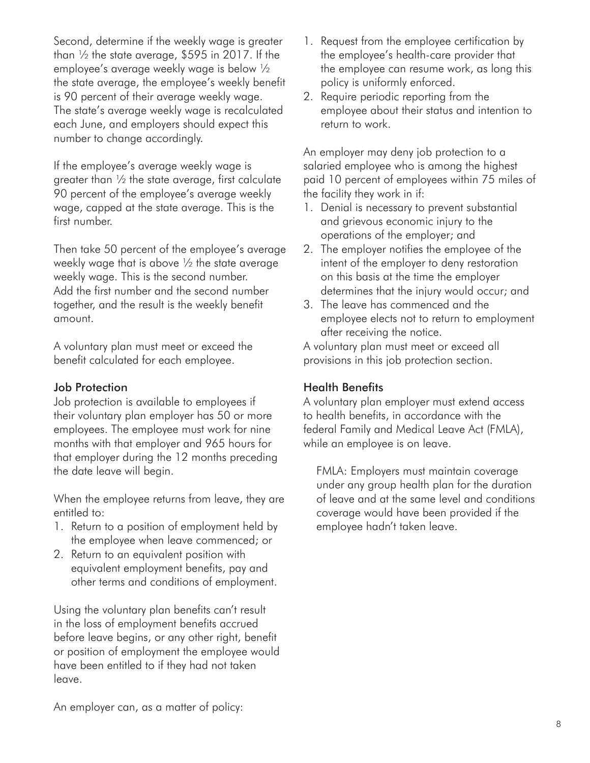Second, determine if the weekly wage is greater than ½ the state average, $595 in 2017. If the employee's average weekly wage is below ½ the state average, the employee's weekly benefit is 90 percent of their average weekly wage. The state's average weekly wage is recalculated each June, and employers should expect this number to change accordingly.

If the employee's average weekly wage is greater than ½ the state average, first calculate 90 percent of the employee's average weekly wage, capped at the state average. This is the first number.

Then take 50 percent of the employee's average weekly wage that is above ½ the state average weekly wage. This is the second number. Add the first number and the second number together, and the result is the weekly benefit amount.

A voluntary plan must meet or exceed the benefit calculated for each employee.

### Job Protection

Job protection is available to employees if their voluntary plan employer has 50 or more employees. The employee must work for nine months with that employer and 965 hours for that employer during the 12 months preceding the date leave will begin.

When the employee returns from leave, they are entitled to:

1. Return to a position of employment held by the employee when leave commenced; or
2. Return to an equivalent position with equivalent employment benefits, pay and other terms and conditions of employment.

Using the voluntary plan benefits can't result in the loss of employment benefits accrued before leave begins, or any other right, benefit or position of employment the employee would have been entitled to if they had not taken leave.

An employer can, as a matter of policy:

1. Request from the employee certification by the employee's health-care provider that the employee can resume work, as long this policy is uniformly enforced.
2. Require periodic reporting from the employee about their status and intention to return to work.

An employer may deny job protection to a salaried employee who is among the highest paid 10 percent of employees within 75 miles of the facility they work in if:

1. Denial is necessary to prevent substantial and grievous economic injury to the operations of the employer; and
2. The employer notifies the employee of the intent of the employer to deny restoration on this basis at the time the employer determines that the injury would occur; and
3. The leave has commenced and the employee elects not to return to employment after receiving the notice.

A voluntary plan must meet or exceed all provisions in this job protection section.

### Health Benefits

A voluntary plan employer must extend access to health benefits, in accordance with the federal Family and Medical Leave Act (FMLA), while an employee is on leave.

> FMLA: Employers must maintain coverage under any group health plan for the duration of leave and at the same level and conditions coverage would have been provided if the employee hadn't taken leave.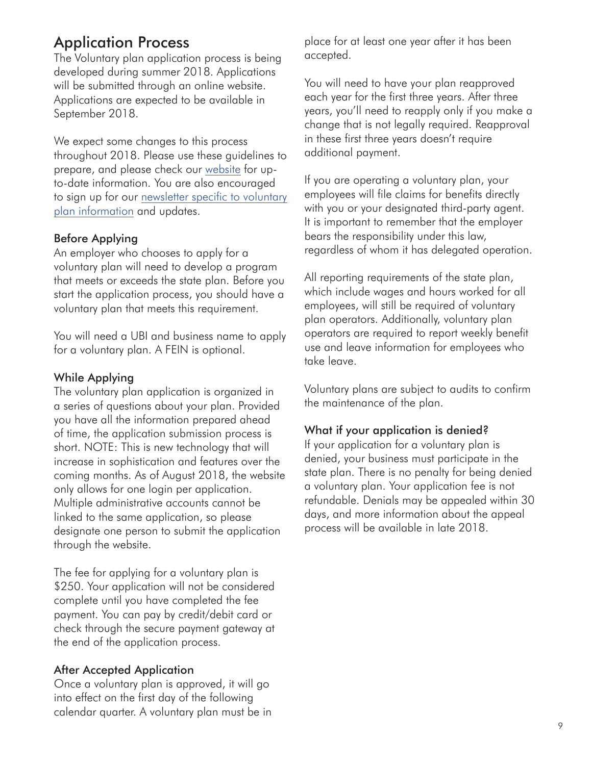## Application Process

The Voluntary plan application process is being developed during summer 2018. Applications will be submitted through an online website. Applications are expected to be available in September 2018.

We expect some changes to this process throughout 2018. Please use these guidelines to prepare, and please check our website for up-to-date information. You are also encouraged to sign up for our newsletter specific to voluntary plan information and updates.

### Before Applying

An employer who chooses to apply for a voluntary plan will need to develop a program that meets or exceeds the state plan. Before you start the application process, you should have a voluntary plan that meets this requirement.

You will need a UBI and business name to apply for a voluntary plan. A FEIN is optional.

### While Applying

The voluntary plan application is organized in a series of questions about your plan. Provided you have all the information prepared ahead of time, the application submission process is short. NOTE: This is new technology that will increase in sophistication and features over the coming months. As of August 2018, the website only allows for one login per application. Multiple administrative accounts cannot be linked to the same application, so please designate one person to submit the application through the website.

The fee for applying for a voluntary plan is $250. Your application will not be considered complete until you have completed the fee payment. You can pay by credit/debit card or check through the secure payment gateway at the end of the application process.

### After Accepted Application

Once a voluntary plan is approved, it will go into effect on the first day of the following calendar quarter. A voluntary plan must be in place for at least one year after it has been accepted.

You will need to have your plan reapproved each year for the first three years. After three years, you'll need to reapply only if you make a change that is not legally required. Reapproval in these first three years doesn't require additional payment.

If you are operating a voluntary plan, your employees will file claims for benefits directly with you or your designated third-party agent. It is important to remember that the employer bears the responsibility under this law, regardless of whom it has delegated operation.

All reporting requirements of the state plan, which include wages and hours worked for all employees, will still be required of voluntary plan operators. Additionally, voluntary plan operators are required to report weekly benefit use and leave information for employees who take leave.

Voluntary plans are subject to audits to confirm the maintenance of the plan.

### What if your application is denied?

If your application for a voluntary plan is denied, your business must participate in the state plan. There is no penalty for being denied a voluntary plan. Your application fee is not refundable. Denials may be appealed within 30 days, and more information about the appeal process will be available in late 2018.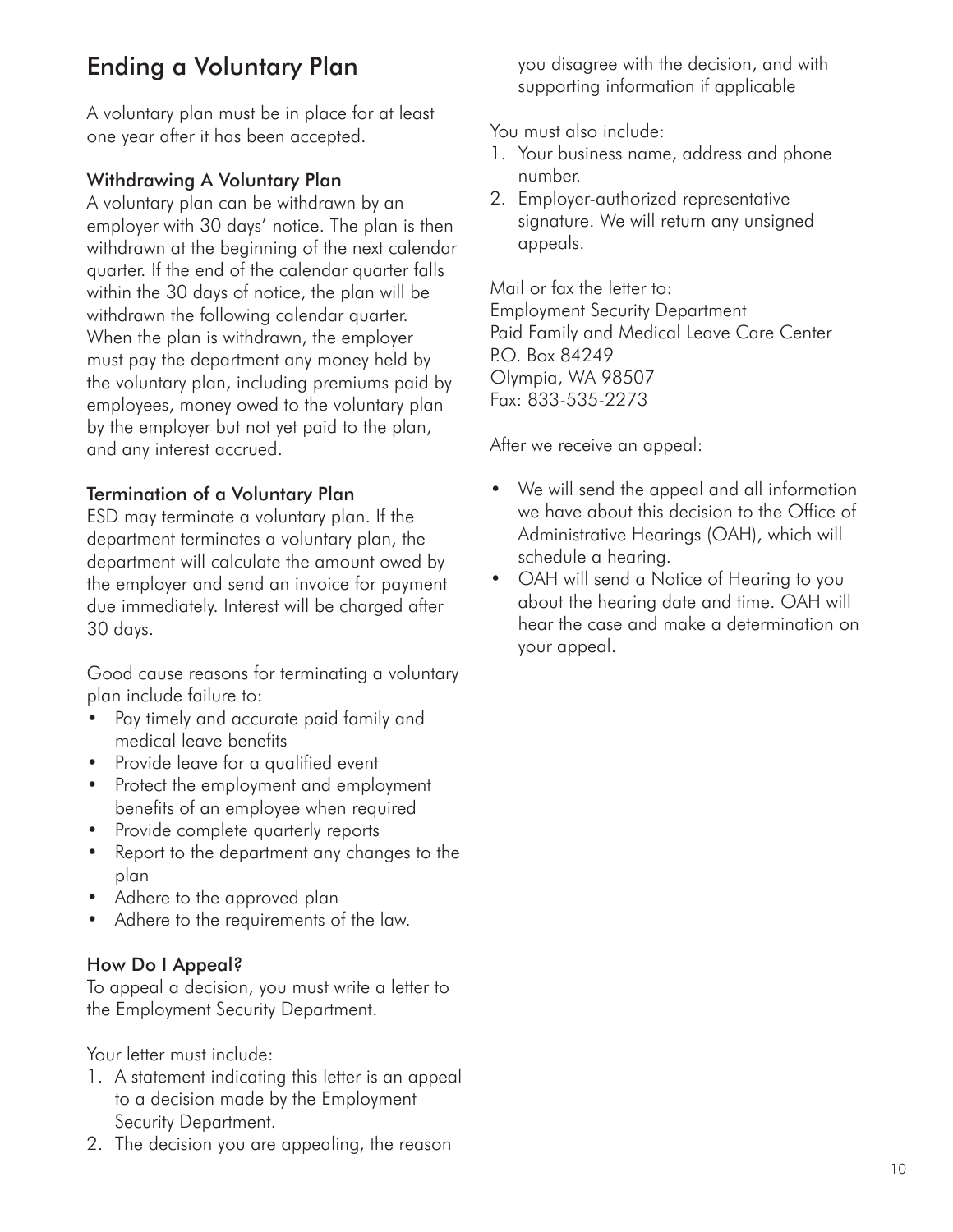# Ending a Voluntary Plan

A voluntary plan must be in place for at least one year after it has been accepted.

### Withdrawing A Voluntary Plan

A voluntary plan can be withdrawn by an employer with 30 days' notice. The plan is then withdrawn at the beginning of the next calendar quarter. If the end of the calendar quarter falls within the 30 days of notice, the plan will be withdrawn the following calendar quarter. When the plan is withdrawn, the employer must pay the department any money held by the voluntary plan, including premiums paid by employees, money owed to the voluntary plan by the employer but not yet paid to the plan, and any interest accrued.

### Termination of a Voluntary Plan

ESD may terminate a voluntary plan. If the department terminates a voluntary plan, the department will calculate the amount owed by the employer and send an invoice for payment due immediately. Interest will be charged after 30 days.

Good cause reasons for terminating a voluntary plan include failure to:

- Pay timely and accurate paid family and medical leave benefits
- Provide leave for a qualified event
- Protect the employment and employment benefits of an employee when required
- Provide complete quarterly reports
- Report to the department any changes to the plan
- Adhere to the approved plan
- Adhere to the requirements of the law.

### How Do I Appeal?

To appeal a decision, you must write a letter to the Employment Security Department.

Your letter must include:

1. A statement indicating this letter is an appeal to a decision made by the Employment Security Department.
2. The decision you are appealing, the reason you disagree with the decision, and with supporting information if applicable

You must also include:

1. Your business name, address and phone number.
2. Employer-authorized representative signature. We will return any unsigned appeals.

Mail or fax the letter to:
Employment Security Department
Paid Family and Medical Leave Care Center
P.O. Box 84249
Olympia, WA 98507
Fax: 833-535-2273

After we receive an appeal:

- We will send the appeal and all information we have about this decision to the Office of Administrative Hearings (OAH), which will schedule a hearing.
- OAH will send a Notice of Hearing to you about the hearing date and time. OAH will hear the case and make a determination on your appeal.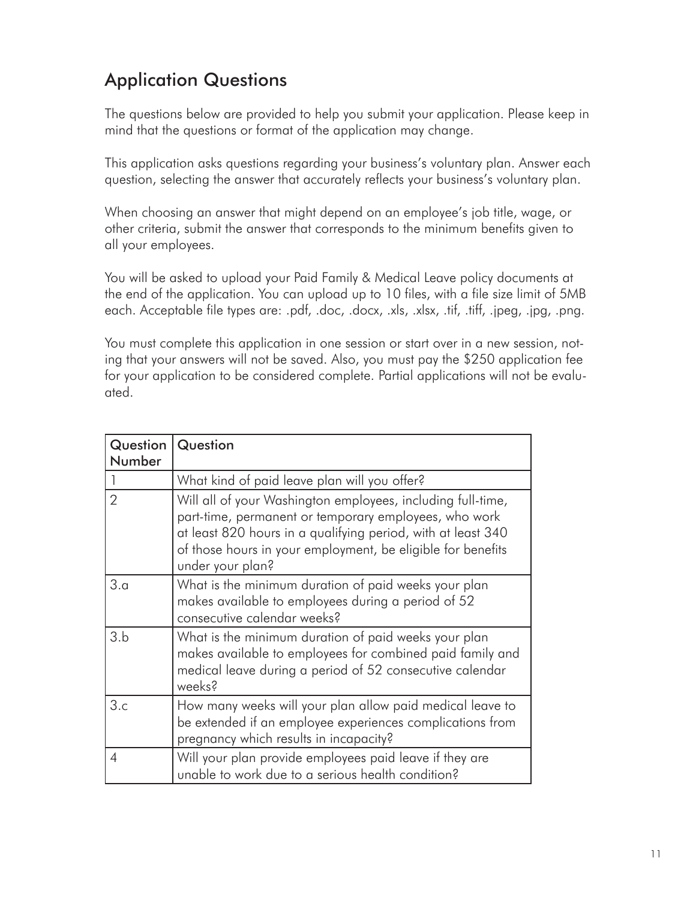## Application Questions

The questions below are provided to help you submit your application. Please keep in mind that the questions or format of the application may change.

This application asks questions regarding your business's voluntary plan. Answer each question, selecting the answer that accurately reflects your business's voluntary plan.

When choosing an answer that might depend on an employee's job title, wage, or other criteria, submit the answer that corresponds to the minimum benefits given to all your employees.

You will be asked to upload your Paid Family & Medical Leave policy documents at the end of the application. You can upload up to 10 files, with a file size limit of 5MB each. Acceptable file types are: .pdf, .doc, .docx, .xls, .xlsx, .tif, .tiff, .jpeg, .jpg, .png.

You must complete this application in one session or start over in a new session, noting that your answers will not be saved. Also, you must pay the $250 application fee for your application to be considered complete. Partial applications will not be evaluated.

| Question Number | Question |
|---|---|
| 1 | What kind of paid leave plan will you offer? |
| 2 | Will all of your Washington employees, including full-time, part-time, permanent or temporary employees, who work at least 820 hours in a qualifying period, with at least 340 of those hours in your employment, be eligible for benefits under your plan? |
| 3.a | What is the minimum duration of paid weeks your plan makes available to employees during a period of 52 consecutive calendar weeks? |
| 3.b | What is the minimum duration of paid weeks your plan makes available to employees for combined paid family and medical leave during a period of 52 consecutive calendar weeks? |
| 3.c | How many weeks will your plan allow paid medical leave to be extended if an employee experiences complications from pregnancy which results in incapacity? |
| 4 | Will your plan provide employees paid leave if they are unable to work due to a serious health condition? |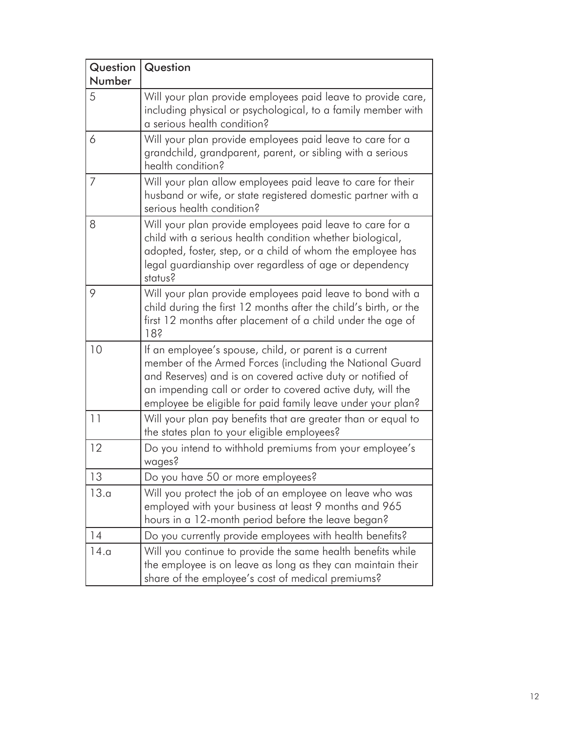| Question Number | Question |
|---|---|
| 5 | Will your plan provide employees paid leave to provide care, including physical or psychological, to a family member with a serious health condition? |
| 6 | Will your plan provide employees paid leave to care for a grandchild, grandparent, parent, or sibling with a serious health condition? |
| 7 | Will your plan allow employees paid leave to care for their husband or wife, or state registered domestic partner with a serious health condition? |
| 8 | Will your plan provide employees paid leave to care for a child with a serious health condition whether biological, adopted, foster, step, or a child of whom the employee has legal guardianship over regardless of age or dependency status? |
| 9 | Will your plan provide employees paid leave to bond with a child during the first 12 months after the child's birth, or the first 12 months after placement of a child under the age of 18? |
| 10 | If an employee's spouse, child, or parent is a current member of the Armed Forces (including the National Guard and Reserves) and is on covered active duty or notified of an impending call or order to covered active duty, will the employee be eligible for paid family leave under your plan? |
| 11 | Will your plan pay benefits that are greater than or equal to the states plan to your eligible employees? |
| 12 | Do you intend to withhold premiums from your employee's wages? |
| 13 | Do you have 50 or more employees? |
| 13.a | Will you protect the job of an employee on leave who was employed with your business at least 9 months and 965 hours in a 12-month period before the leave began? |
| 14 | Do you currently provide employees with health benefits? |
| 14.a | Will you continue to provide the same health benefits while the employee is on leave as long as they can maintain their share of the employee's cost of medical premiums? |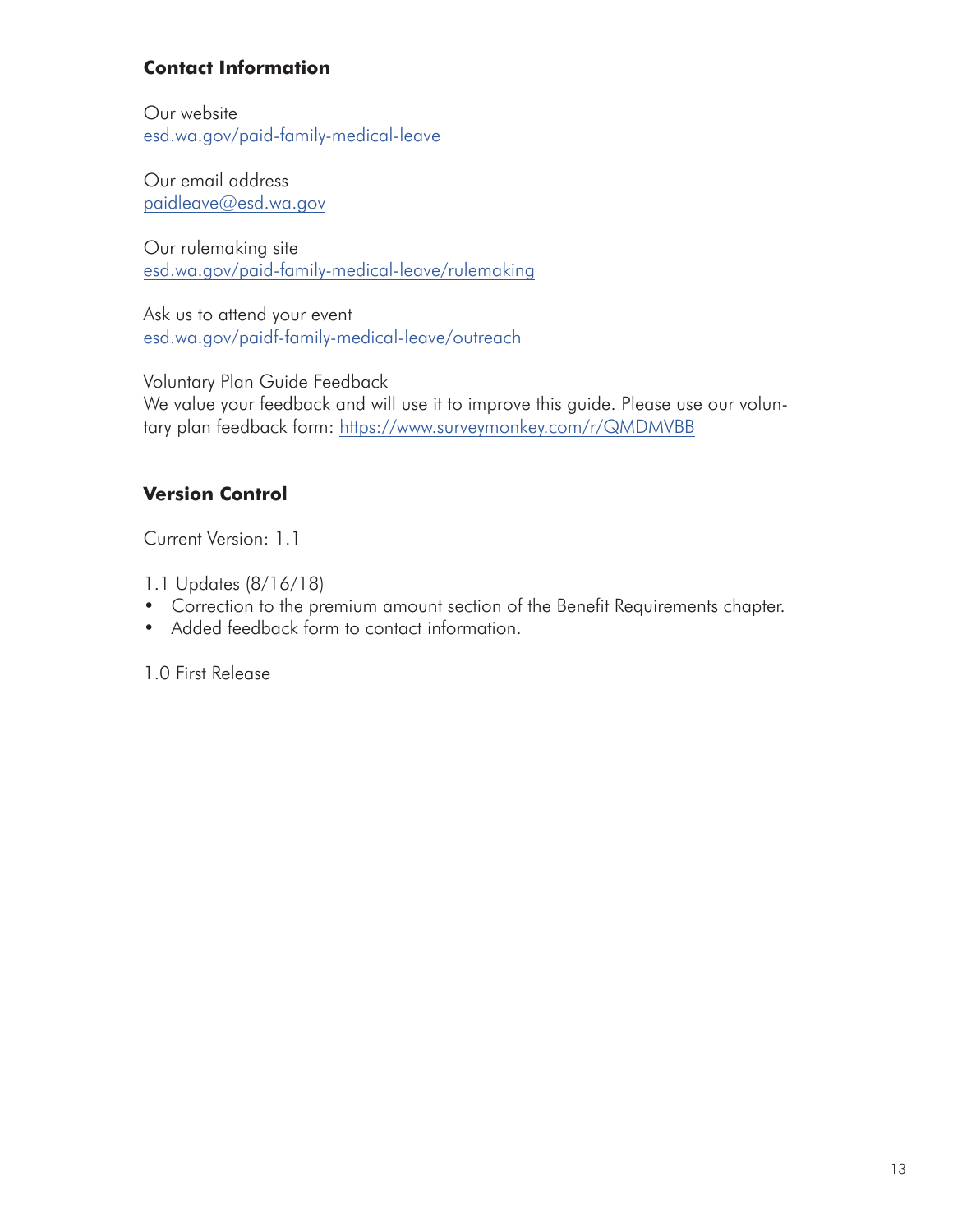## Contact Information

Our website
esd.wa.gov/paid-family-medical-leave

Our email address
paidleave@esd.wa.gov

Our rulemaking site
esd.wa.gov/paid-family-medical-leave/rulemaking

Ask us to attend your event
esd.wa.gov/paidf-family-medical-leave/outreach

Voluntary Plan Guide Feedback
We value your feedback and will use it to improve this guide. Please use our voluntary plan feedback form: https://www.surveymonkey.com/r/QMDMVBB

## Version Control

Current Version: 1.1

1.1 Updates (8/16/18)

- Correction to the premium amount section of the Benefit Requirements chapter.
- Added feedback form to contact information.

1.0 First Release